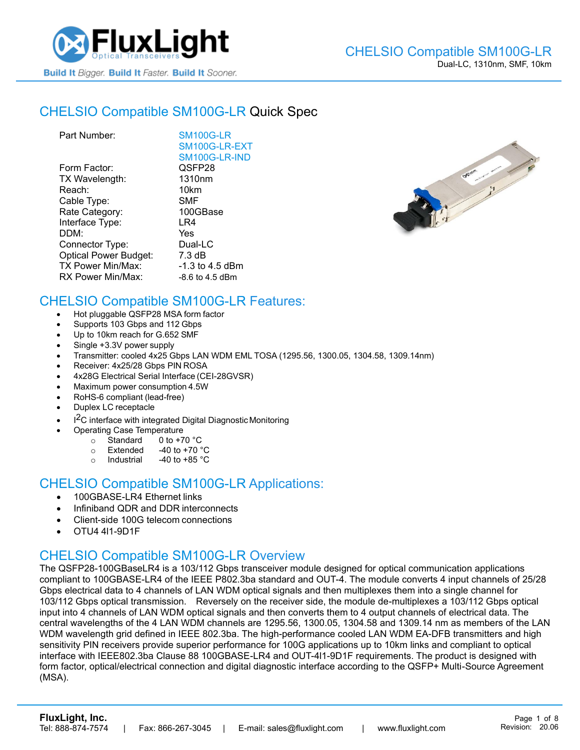FluxLight Optical Transceivers

Build It Bigger. Build It Faster. Build It Sooner.

CHELSIO Compatible SM100G-LR
Dual-LC, 1310nm, SMF, 10km

## CHELSIO Compatible SM100G-LR Quick Spec

| | |
|---|---|
| Part Number: | SM100G-LR<br>SM100G-LR-EXT<br>SM100G-LR-IND |
| Form Factor: | QSFP28 |
| TX Wavelength: | 1310nm |
| Reach: | 10km |
| Cable Type: | SMF |
| Rate Category: | 100GBase |
| Interface Type: | LR4 |
| DDM: | Yes |
| Connector Type: | Dual-LC |
| Optical Power Budget: | 7.3 dB |
| TX Power Min/Max: | -1.3 to 4.5 dBm |
| RX Power Min/Max: | -8.6 to 4.5 dBm |

## CHELSIO Compatible SM100G-LR Features:

- Hot pluggable QSFP28 MSA form factor
- Supports 103 Gbps and 112 Gbps
- Up to 10km reach for G.652 SMF
- Single +3.3V power supply
- Transmitter: cooled 4x25 Gbps LAN WDM EML TOSA (1295.56, 1300.05, 1304.58, 1309.14nm)
- Receiver: 4x25/28 Gbps PIN ROSA
- 4x28G Electrical Serial Interface (CEI-28GVSR)
- Maximum power consumption 4.5W
- RoHS-6 compliant (lead-free)
- Duplex LC receptacle
- I$^2$C interface with integrated Digital Diagnostic Monitoring
- Operating Case Temperature
  - Standard 0 to +70 °C
  - Extended -40 to +70 °C
  - Industrial -40 to +85 °C

## CHELSIO Compatible SM100G-LR Applications:

- 100GBASE-LR4 Ethernet links
- Infiniband QDR and DDR interconnects
- Client-side 100G telecom connections
- OTU4 4I1-9D1F

## CHELSIO Compatible SM100G-LR Overview

The QSFP28-100GBaseLR4 is a 103/112 Gbps transceiver module designed for optical communication applications compliant to 100GBASE-LR4 of the IEEE P802.3ba standard and OUT-4. The module converts 4 input channels of 25/28 Gbps electrical data to 4 channels of LAN WDM optical signals and then multiplexes them into a single channel for 103/112 Gbps optical transmission. Reversely on the receiver side, the module de-multiplexes a 103/112 Gbps optical input into 4 channels of LAN WDM optical signals and then converts them to 4 output channels of electrical data. The central wavelengths of the 4 LAN WDM channels are 1295.56, 1300.05, 1304.58 and 1309.14 nm as members of the LAN WDM wavelength grid defined in IEEE 802.3ba. The high-performance cooled LAN WDM EA-DFB transmitters and high sensitivity PIN receivers provide superior performance for 100G applications up to 10km links and compliant to optical interface with IEEE802.3ba Clause 88 100GBASE-LR4 and OUT-4I1-9D1F requirements. The product is designed with form factor, optical/electrical connection and digital diagnostic interface according to the QSFP+ Multi-Source Agreement (MSA).

**FluxLight, Inc.**
Tel: 888-874-7574 | Fax: 866-267-3045 | E-mail: sales@fluxlight.com | www.fluxlight.com

Revision: 20.06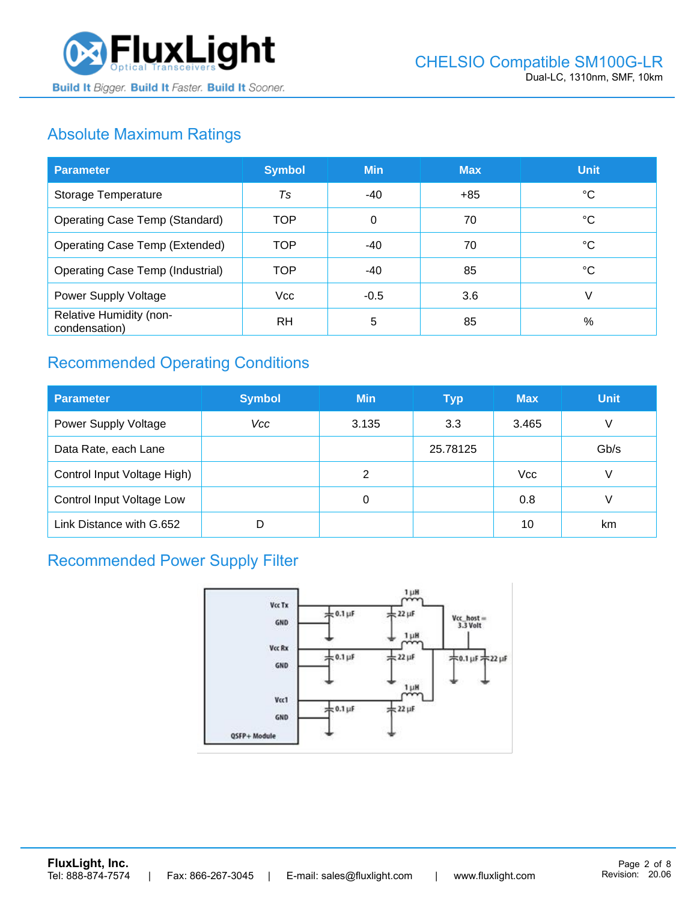## Absolute Maximum Ratings

| Parameter | Symbol | Min | Max | Unit |
| --- | --- | --- | --- | --- |
| Storage Temperature | *Ts* | -40 | +85 | °C |
| Operating Case Temp (Standard) | TOP | 0 | 70 | °C |
| Operating Case Temp (Extended) | TOP | -40 | 70 | °C |
| Operating Case Temp (Industrial) | TOP | -40 | 85 | °C |
| Power Supply Voltage | Vcc | -0.5 | 3.6 | V |
| Relative Humidity (non-condensation) | RH | 5 | 85 | % |

## Recommended Operating Conditions

| Parameter | Symbol | Min | Typ | Max | Unit |
| --- | --- | --- | --- | --- | --- |
| Power Supply Voltage | *Vcc* | 3.135 | 3.3 | 3.465 | V |
| Data Rate, each Lane | | | 25.78125 | | Gb/s |
| Control Input Voltage High) | | 2 | | Vcc | V |
| Control Input Voltage Low | | 0 | | 0.8 | V |
| Link Distance with G.652 | D | | | 10 | km |

## Recommended Power Supply Filter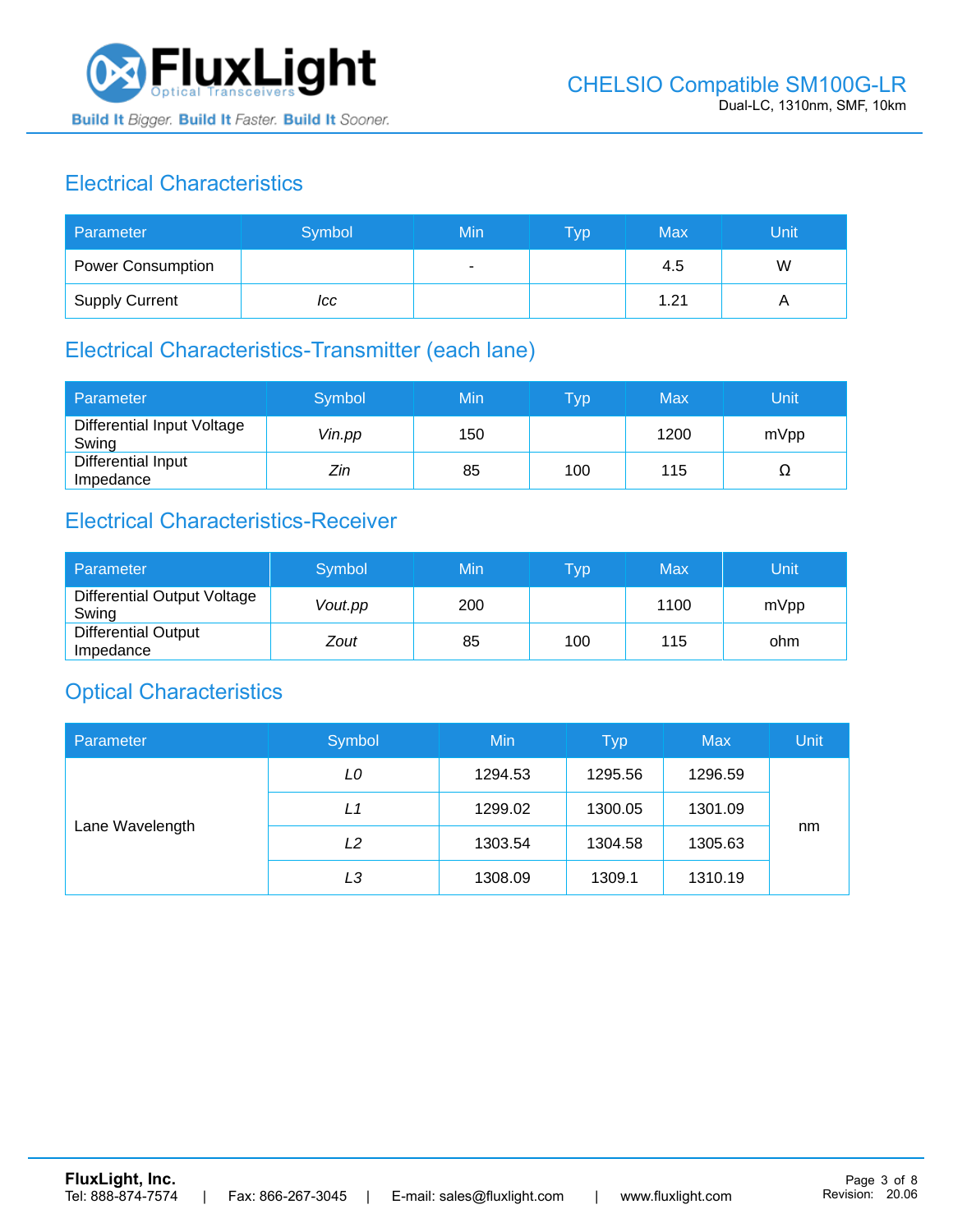## Electrical Characteristics

| Parameter | Symbol | Min | Typ | Max | Unit |
|---|---|---|---|---|---|
| Power Consumption | | - | | 4.5 | W |
| Supply Current | *Icc* | | | 1.21 | A |

## Electrical Characteristics-Transmitter (each lane)

| Parameter | Symbol | Min | Typ | Max | Unit |
|---|---|---|---|---|---|
| Differential Input Voltage Swing | *Vin.pp* | 150 | | 1200 | mVpp |
| Differential Input Impedance | *Zin* | 85 | 100 | 115 | Ω |

## Electrical Characteristics-Receiver

| Parameter | Symbol | Min | Typ | Max | Unit |
|---|---|---|---|---|---|
| Differential Output Voltage Swing | *Vout.pp* | 200 | | 1100 | mVpp |
| Differential Output Impedance | *Zout* | 85 | 100 | 115 | ohm |

## Optical Characteristics

| Parameter | Symbol | Min | Typ | Max | Unit |
|---|---|---|---|---|---|
| Lane Wavelength | *L0* | 1294.53 | 1295.56 | 1296.59 | nm |
| | *L1* | 1299.02 | 1300.05 | 1301.09 | |
| | *L2* | 1303.54 | 1304.58 | 1305.63 | |
| | *L3* | 1308.09 | 1309.1 | 1310.19 | |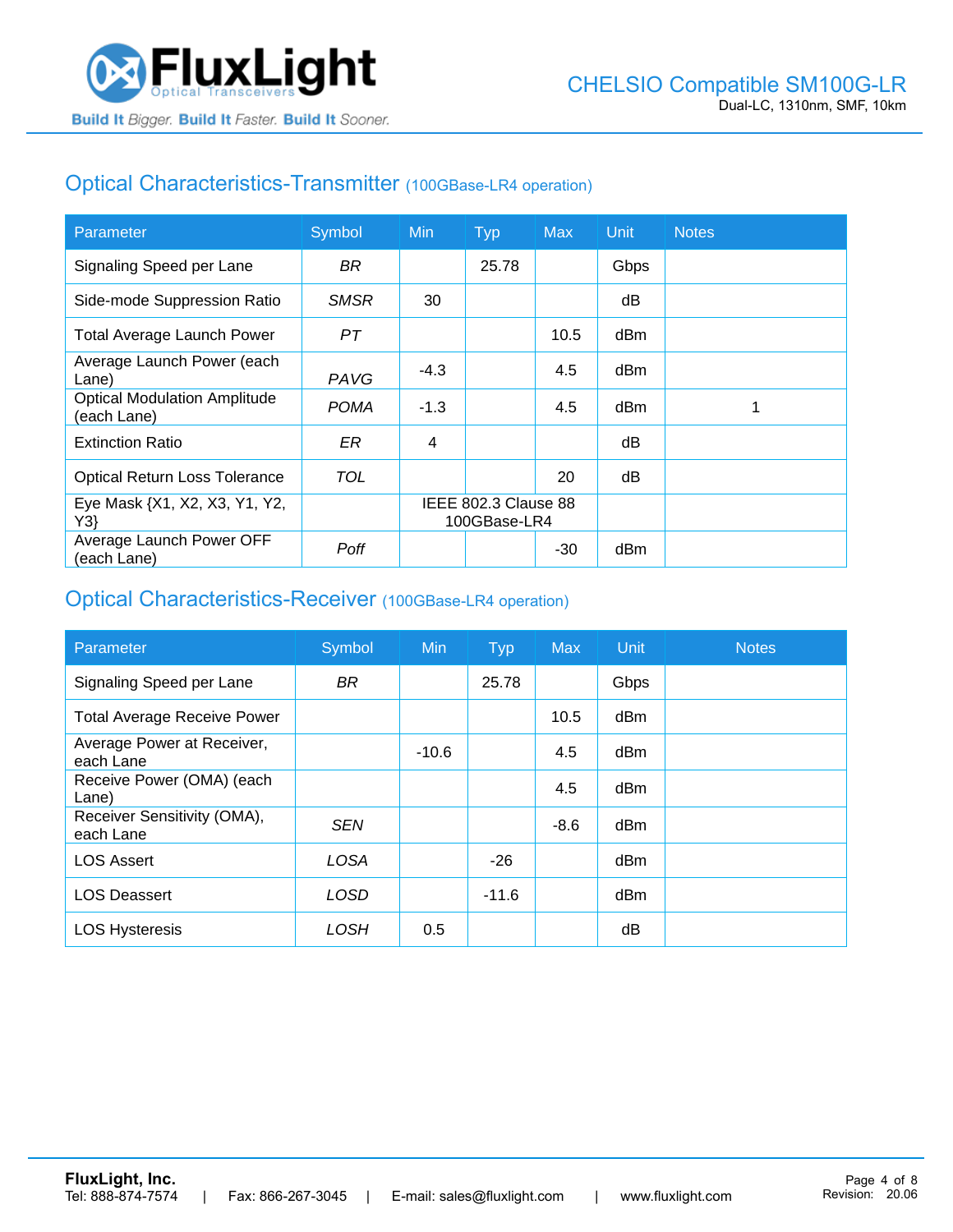## Optical Characteristics-Transmitter (100GBase-LR4 operation)

| Parameter | Symbol | Min | Typ | Max | Unit | Notes |
|---|---|---|---|---|---|---|
| Signaling Speed per Lane | *BR* | | 25.78 | | Gbps | |
| Side-mode Suppression Ratio | *SMSR* | 30 | | | dB | |
| Total Average Launch Power | *PT* | | | 10.5 | dBm | |
| Average Launch Power (each Lane) | *PAVG* | -4.3 | | 4.5 | dBm | |
| Optical Modulation Amplitude (each Lane) | *POMA* | -1.3 | | 4.5 | dBm | 1 |
| Extinction Ratio | *ER* | 4 | | | dB | |
| Optical Return Loss Tolerance | *TOL* | | | 20 | dB | |
| Eye Mask {X1, X2, X3, Y1, Y2, Y3} | | IEEE 802.3 Clause 88 100GBase-LR4 | | | | |
| Average Launch Power OFF (each Lane) | *Poff* | | | -30 | dBm | |

## Optical Characteristics-Receiver (100GBase-LR4 operation)

| Parameter | Symbol | Min | Typ | Max | Unit | Notes |
|---|---|---|---|---|---|---|
| Signaling Speed per Lane | *BR* | | 25.78 | | Gbps | |
| Total Average Receive Power | | | | 10.5 | dBm | |
| Average Power at Receiver, each Lane | | -10.6 | | 4.5 | dBm | |
| Receive Power (OMA) (each Lane) | | | | 4.5 | dBm | |
| Receiver Sensitivity (OMA), each Lane | *SEN* | | | -8.6 | dBm | |
| LOS Assert | *LOSA* | | -26 | | dBm | |
| LOS Deassert | *LOSD* | | -11.6 | | dBm | |
| LOS Hysteresis | *LOSH* | 0.5 | | | dB | |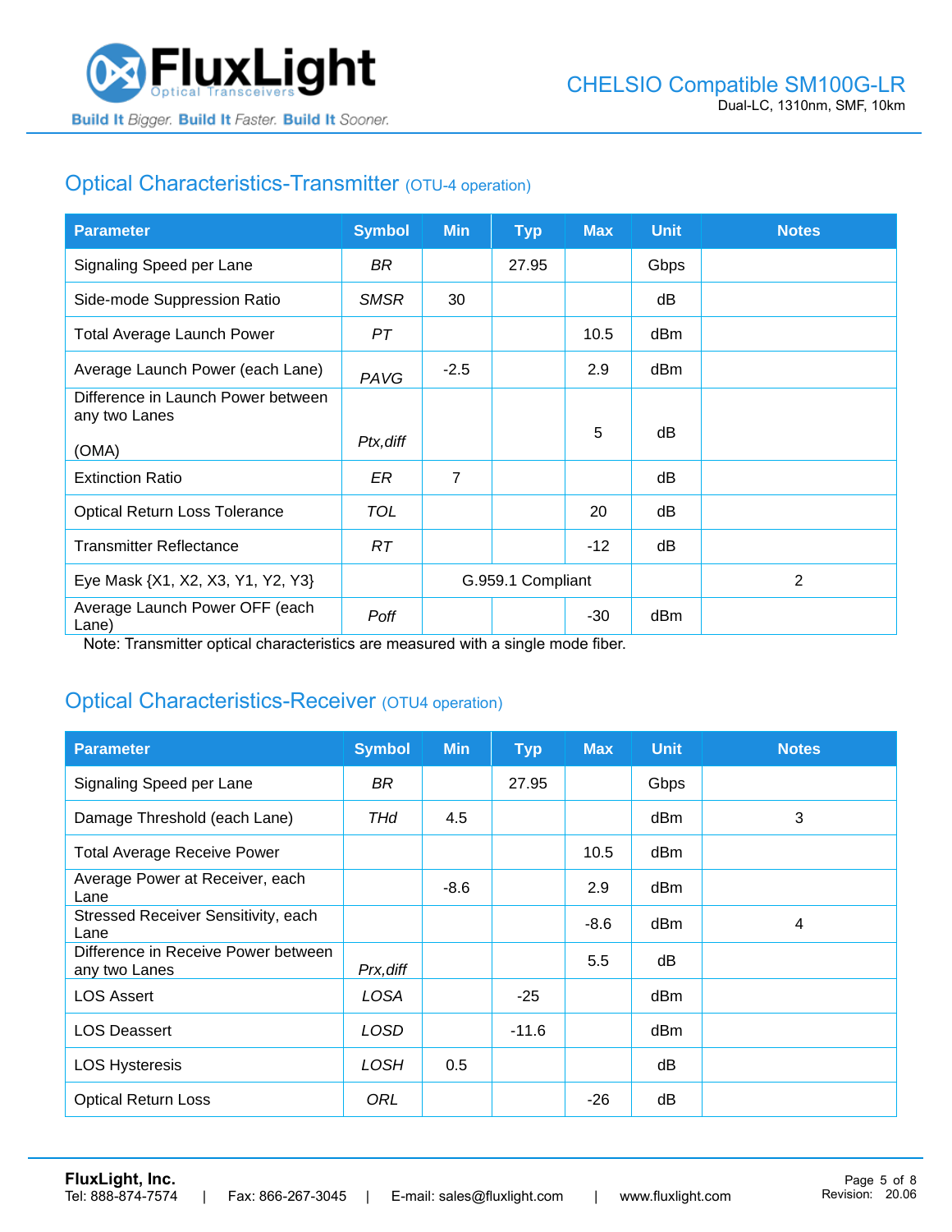## Optical Characteristics-Transmitter (OTU-4 operation)

| Parameter | Symbol | Min | Typ | Max | Unit | Notes |
|---|---|---|---|---|---|---|
| Signaling Speed per Lane | *BR* | | 27.95 | | Gbps | |
| Side-mode Suppression Ratio | *SMSR* | 30 | | | dB | |
| Total Average Launch Power | *PT* | | | 10.5 | dBm | |
| Average Launch Power (each Lane) | *PAVG* | -2.5 | | 2.9 | dBm | |
| Difference in Launch Power between any two Lanes (OMA) | *Ptx,diff* | | | 5 | dB | |
| Extinction Ratio | *ER* | 7 | | | dB | |
| Optical Return Loss Tolerance | *TOL* | | | 20 | dB | |
| Transmitter Reflectance | *RT* | | | -12 | dB | |
| Eye Mask {X1, X2, X3, Y1, Y2, Y3} | | G.959.1 Compliant | | | | 2 |
| Average Launch Power OFF (each Lane) | *Poff* | | | -30 | dBm | |

Note: Transmitter optical characteristics are measured with a single mode fiber.

## Optical Characteristics-Receiver (OTU4 operation)

| Parameter | Symbol | Min | Typ | Max | Unit | Notes |
|---|---|---|---|---|---|---|
| Signaling Speed per Lane | *BR* | | 27.95 | | Gbps | |
| Damage Threshold (each Lane) | *THd* | 4.5 | | | dBm | 3 |
| Total Average Receive Power | | | | 10.5 | dBm | |
| Average Power at Receiver, each Lane | | -8.6 | | 2.9 | dBm | |
| Stressed Receiver Sensitivity, each Lane | | | | -8.6 | dBm | 4 |
| Difference in Receive Power between any two Lanes | *Prx,diff* | | | 5.5 | dB | |
| LOS Assert | *LOSA* | | -25 | | dBm | |
| LOS Deassert | *LOSD* | | -11.6 | | dBm | |
| LOS Hysteresis | *LOSH* | 0.5 | | | dB | |
| Optical Return Loss | *ORL* | | | -26 | dB | |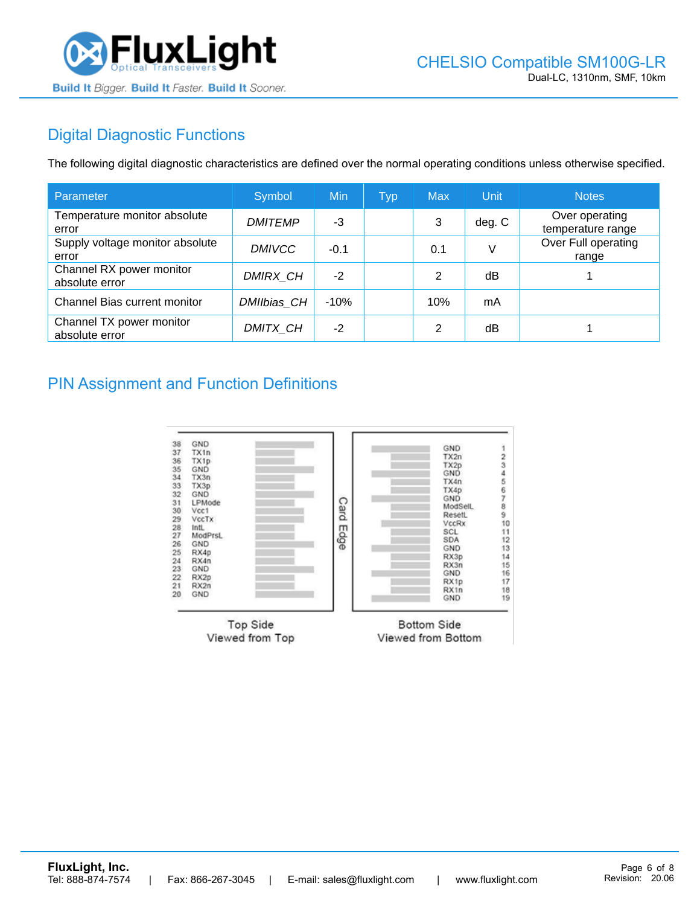## Digital Diagnostic Functions

The following digital diagnostic characteristics are defined over the normal operating conditions unless otherwise specified.

| Parameter | Symbol | Min | Typ | Max | Unit | Notes |
|---|---|---|---|---|---|---|
| Temperature monitor absolute error | *DMITEMP* | -3 | | 3 | deg. C | Over operating temperature range |
| Supply voltage monitor absolute error | *DMIVCC* | -0.1 | | 0.1 | V | Over Full operating range |
| Channel RX power monitor absolute error | *DMIRX_CH* | -2 | | 2 | dB | 1 |
| Channel Bias current monitor | *DMIIbias_CH* | -10% | | 10% | mA | |
| Channel TX power monitor absolute error | *DMITX_CH* | -2 | | 2 | dB | 1 |

## PIN Assignment and Function Definitions

| Pin | Top Side (Viewed from Top) |
|---|---|
| 38 | GND |
| 37 | TX1n |
| 36 | TX1p |
| 35 | GND |
| 34 | TX3n |
| 33 | TX3p |
| 32 | GND |
| 31 | LPMode |
| 30 | Vcc1 |
| 29 | VccTx |
| 28 | IntL |
| 27 | ModPrsL |
| 26 | GND |
| 25 | RX4p |
| 24 | RX4n |
| 23 | GND |
| 22 | RX2p |
| 21 | RX2n |
| 20 | GND |

| Pin | Bottom Side (Viewed from Bottom) |
|---|---|
| 1 | GND |
| 2 | TX2n |
| 3 | TX2p |
| 4 | GND |
| 5 | TX4n |
| 6 | TX4p |
| 7 | GND |
| 8 | ModSelL |
| 9 | ResetL |
| 10 | VccRx |
| 11 | SCL |
| 12 | SDA |
| 13 | GND |
| 14 | RX3p |
| 15 | RX3n |
| 16 | GND |
| 17 | RX1p |
| 18 | RX1n |
| 19 | GND |

Card Edge

Top Side Viewed from Top

Bottom Side Viewed from Bottom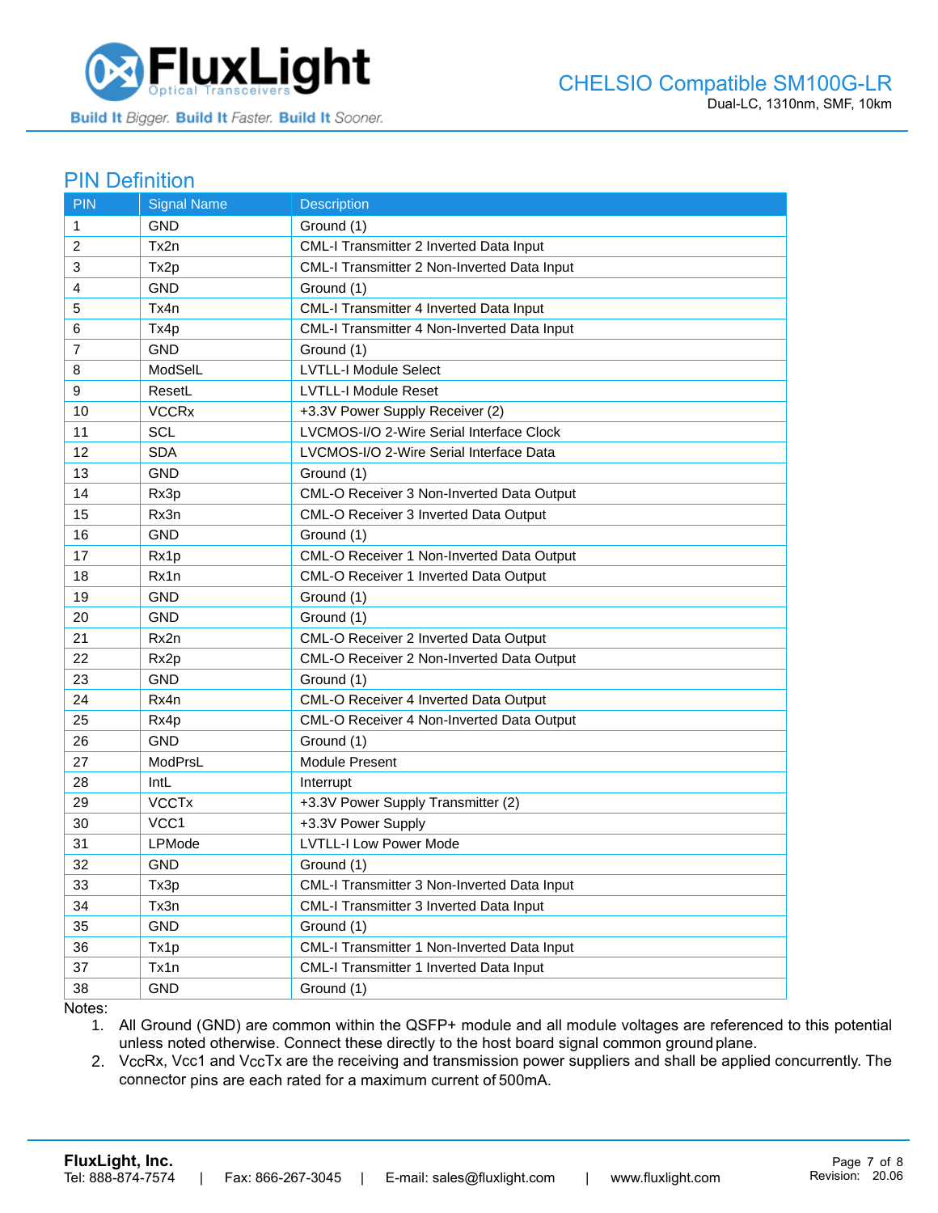## PIN Definition

| PIN | Signal Name | Description |
|---|---|---|
| 1 | GND | Ground (1) |
| 2 | Tx2n | CML-I Transmitter 2 Inverted Data Input |
| 3 | Tx2p | CML-I Transmitter 2 Non-Inverted Data Input |
| 4 | GND | Ground (1) |
| 5 | Tx4n | CML-I Transmitter 4 Inverted Data Input |
| 6 | Tx4p | CML-I Transmitter 4 Non-Inverted Data Input |
| 7 | GND | Ground (1) |
| 8 | ModSelL | LVTLL-I Module Select |
| 9 | ResetL | LVTLL-I Module Reset |
| 10 | VCCRx | +3.3V Power Supply Receiver (2) |
| 11 | SCL | LVCMOS-I/O 2-Wire Serial Interface Clock |
| 12 | SDA | LVCMOS-I/O 2-Wire Serial Interface Data |
| 13 | GND | Ground (1) |
| 14 | Rx3p | CML-O Receiver 3 Non-Inverted Data Output |
| 15 | Rx3n | CML-O Receiver 3 Inverted Data Output |
| 16 | GND | Ground (1) |
| 17 | Rx1p | CML-O Receiver 1 Non-Inverted Data Output |
| 18 | Rx1n | CML-O Receiver 1 Inverted Data Output |
| 19 | GND | Ground (1) |
| 20 | GND | Ground (1) |
| 21 | Rx2n | CML-O Receiver 2 Inverted Data Output |
| 22 | Rx2p | CML-O Receiver 2 Non-Inverted Data Output |
| 23 | GND | Ground (1) |
| 24 | Rx4n | CML-O Receiver 4 Inverted Data Output |
| 25 | Rx4p | CML-O Receiver 4 Non-Inverted Data Output |
| 26 | GND | Ground (1) |
| 27 | ModPrsL | Module Present |
| 28 | IntL | Interrupt |
| 29 | VCCTx | +3.3V Power Supply Transmitter (2) |
| 30 | VCC1 | +3.3V Power Supply |
| 31 | LPMode | LVTLL-I Low Power Mode |
| 32 | GND | Ground (1) |
| 33 | Tx3p | CML-I Transmitter 3 Non-Inverted Data Input |
| 34 | Tx3n | CML-I Transmitter 3 Inverted Data Input |
| 35 | GND | Ground (1) |
| 36 | Tx1p | CML-I Transmitter 1 Non-Inverted Data Input |
| 37 | Tx1n | CML-I Transmitter 1 Inverted Data Input |
| 38 | GND | Ground (1) |

Notes:

1. All Ground (GND) are common within the QSFP+ module and all module voltages are referenced to this potential unless noted otherwise. Connect these directly to the host board signal common ground plane.
2. VccRx, Vcc1 and VccTx are the receiving and transmission power suppliers and shall be applied concurrently. The connector pins are each rated for a maximum current of 500mA.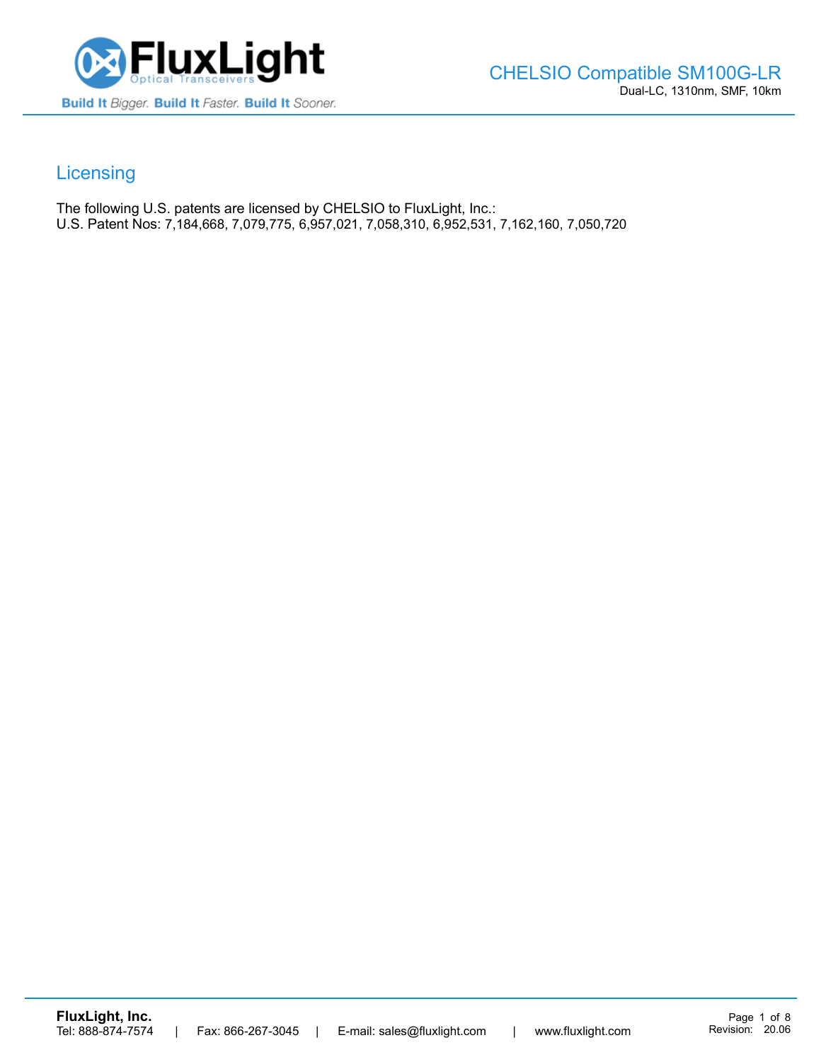## Licensing

The following U.S. patents are licensed by CHELSIO to FluxLight, Inc.:
U.S. Patent Nos: 7,184,668, 7,079,775, 6,957,021, 7,058,310, 6,952,531, 7,162,160, 7,050,720